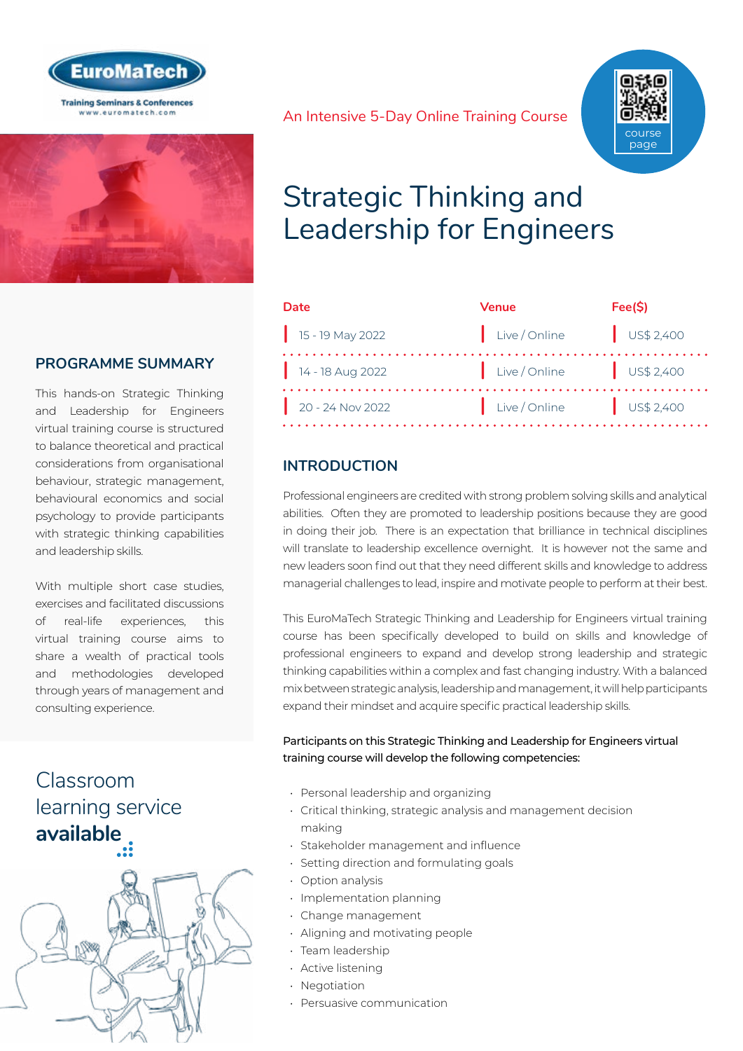EuroMaTech

Training Seminars & Conferences
www.euromatech.com

An Intensive 5-Day Online Training Course

course page

# Strategic Thinking and Leadership for Engineers

| Date | Venue | Fee($) |
|---|---|---|
| 15 - 19 May 2022 | Live / Online | US$ 2,400 |
| 14 - 18 Aug 2022 | Live / Online | US$ 2,400 |
| 20 - 24 Nov 2022 | Live / Online | US$ 2,400 |

## PROGRAMME SUMMARY

This hands-on Strategic Thinking and Leadership for Engineers virtual training course is structured to balance theoretical and practical considerations from organisational behaviour, strategic management, behavioural economics and social psychology to provide participants with strategic thinking capabilities and leadership skills.

With multiple short case studies, exercises and facilitated discussions of real-life experiences, this virtual training course aims to share a wealth of practical tools and methodologies developed through years of management and consulting experience.

Classroom learning service **available**

## INTRODUCTION

Professional engineers are credited with strong problem solving skills and analytical abilities. Often they are promoted to leadership positions because they are good in doing their job. There is an expectation that brilliance in technical disciplines will translate to leadership excellence overnight. It is however not the same and new leaders soon find out that they need different skills and knowledge to address managerial challenges to lead, inspire and motivate people to perform at their best.

This EuroMaTech Strategic Thinking and Leadership for Engineers virtual training course has been specifically developed to build on skills and knowledge of professional engineers to expand and develop strong leadership and strategic thinking capabilities within a complex and fast changing industry. With a balanced mix between strategic analysis, leadership and management, it will help participants expand their mindset and acquire specific practical leadership skills.

Participants on this Strategic Thinking and Leadership for Engineers virtual training course will develop the following competencies:

- Personal leadership and organizing
- Critical thinking, strategic analysis and management decision making
- Stakeholder management and influence
- Setting direction and formulating goals
- Option analysis
- Implementation planning
- Change management
- Aligning and motivating people
- Team leadership
- Active listening
- Negotiation
- Persuasive communication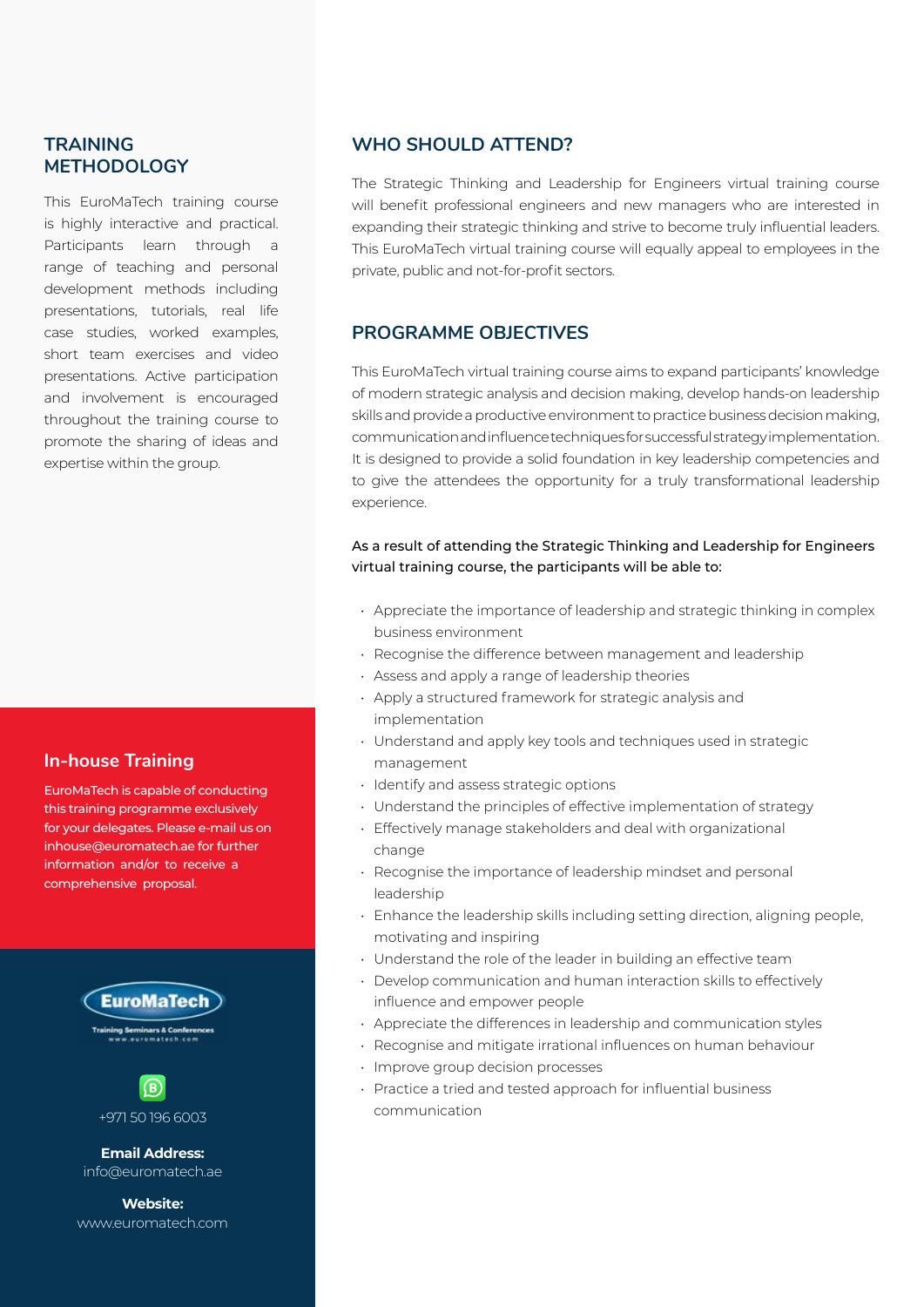## TRAINING METHODOLOGY

This EuroMaTech training course is highly interactive and practical. Participants learn through a range of teaching and personal development methods including presentations, tutorials, real life case studies, worked examples, short team exercises and video presentations. Active participation and involvement is encouraged throughout the training course to promote the sharing of ideas and expertise within the group.

## In-house Training

EuroMaTech is capable of conducting this training programme exclusively for your delegates. Please e-mail us on inhouse@euromatech.ae for further information and/or to receive a comprehensive proposal.

EuroMaTech
Training Seminars & Conferences
www.euromatech.com

+971 50 196 6003

**Email Address:**
info@euromatech.ae

**Website:**
www.euromatech.com

## WHO SHOULD ATTEND?

The Strategic Thinking and Leadership for Engineers virtual training course will benefit professional engineers and new managers who are interested in expanding their strategic thinking and strive to become truly influential leaders. This EuroMaTech virtual training course will equally appeal to employees in the private, public and not-for-profit sectors.

## PROGRAMME OBJECTIVES

This EuroMaTech virtual training course aims to expand participants' knowledge of modern strategic analysis and decision making, develop hands-on leadership skills and provide a productive environment to practice business decision making, communication and influence techniques for successful strategy implementation. It is designed to provide a solid foundation in key leadership competencies and to give the attendees the opportunity for a truly transformational leadership experience.

As a result of attending the Strategic Thinking and Leadership for Engineers virtual training course, the participants will be able to:

- Appreciate the importance of leadership and strategic thinking in complex business environment
- Recognise the difference between management and leadership
- Assess and apply a range of leadership theories
- Apply a structured framework for strategic analysis and implementation
- Understand and apply key tools and techniques used in strategic management
- Identify and assess strategic options
- Understand the principles of effective implementation of strategy
- Effectively manage stakeholders and deal with organizational change
- Recognise the importance of leadership mindset and personal leadership
- Enhance the leadership skills including setting direction, aligning people, motivating and inspiring
- Understand the role of the leader in building an effective team
- Develop communication and human interaction skills to effectively influence and empower people
- Appreciate the differences in leadership and communication styles
- Recognise and mitigate irrational influences on human behaviour
- Improve group decision processes
- Practice a tried and tested approach for influential business communication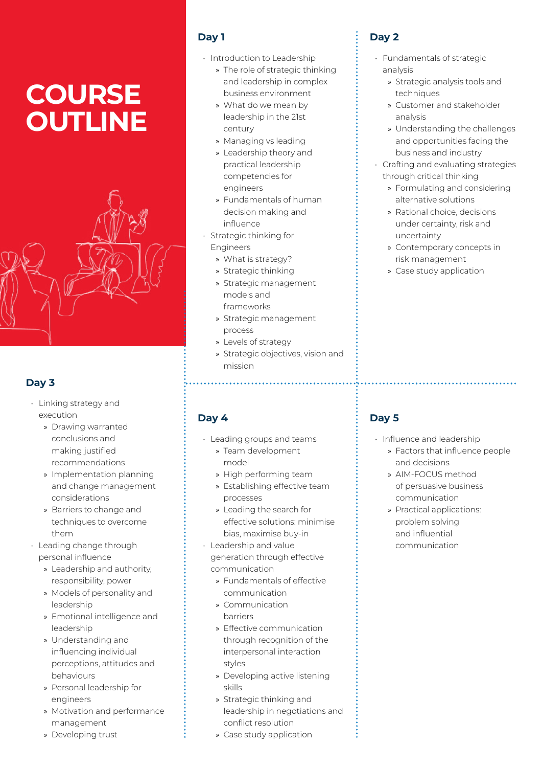# COURSE OUTLINE

## Day 1

- Introduction to Leadership
  - The role of strategic thinking and leadership in complex business environment
  - What do we mean by leadership in the 21st century
  - Managing vs leading
  - Leadership theory and practical leadership competencies for engineers
  - Fundamentals of human decision making and influence
- Strategic thinking for Engineers
  - What is strategy?
  - Strategic thinking
  - Strategic management models and frameworks
  - Strategic management process
  - Levels of strategy
  - Strategic objectives, vision and mission

## Day 2

- Fundamentals of strategic analysis
  - Strategic analysis tools and techniques
  - Customer and stakeholder analysis
  - Understanding the challenges and opportunities facing the business and industry
- Crafting and evaluating strategies through critical thinking
  - Formulating and considering alternative solutions
  - Rational choice, decisions under certainty, risk and uncertainty
  - Contemporary concepts in risk management
  - Case study application

## Day 3

- Linking strategy and execution
  - Drawing warranted conclusions and making justified recommendations
  - Implementation planning and change management considerations
  - Barriers to change and techniques to overcome them
- Leading change through personal influence
  - Leadership and authority, responsibility, power
  - Models of personality and leadership
  - Emotional intelligence and leadership
  - Understanding and influencing individual perceptions, attitudes and behaviours
  - Personal leadership for engineers
  - Motivation and performance management
  - Developing trust

## Day 4

- Leading groups and teams
  - Team development model
  - High performing team
  - Establishing effective team processes
  - Leading the search for effective solutions: minimise bias, maximise buy-in
- Leadership and value generation through effective communication
  - Fundamentals of effective communication
  - Communication barriers
  - Effective communication through recognition of the interpersonal interaction styles
  - Developing active listening skills
  - Strategic thinking and leadership in negotiations and conflict resolution
  - Case study application

## Day 5

- Influence and leadership
  - Factors that influence people and decisions
  - AIM-FOCUS method of persuasive business communication
  - Practical applications: problem solving and influential communication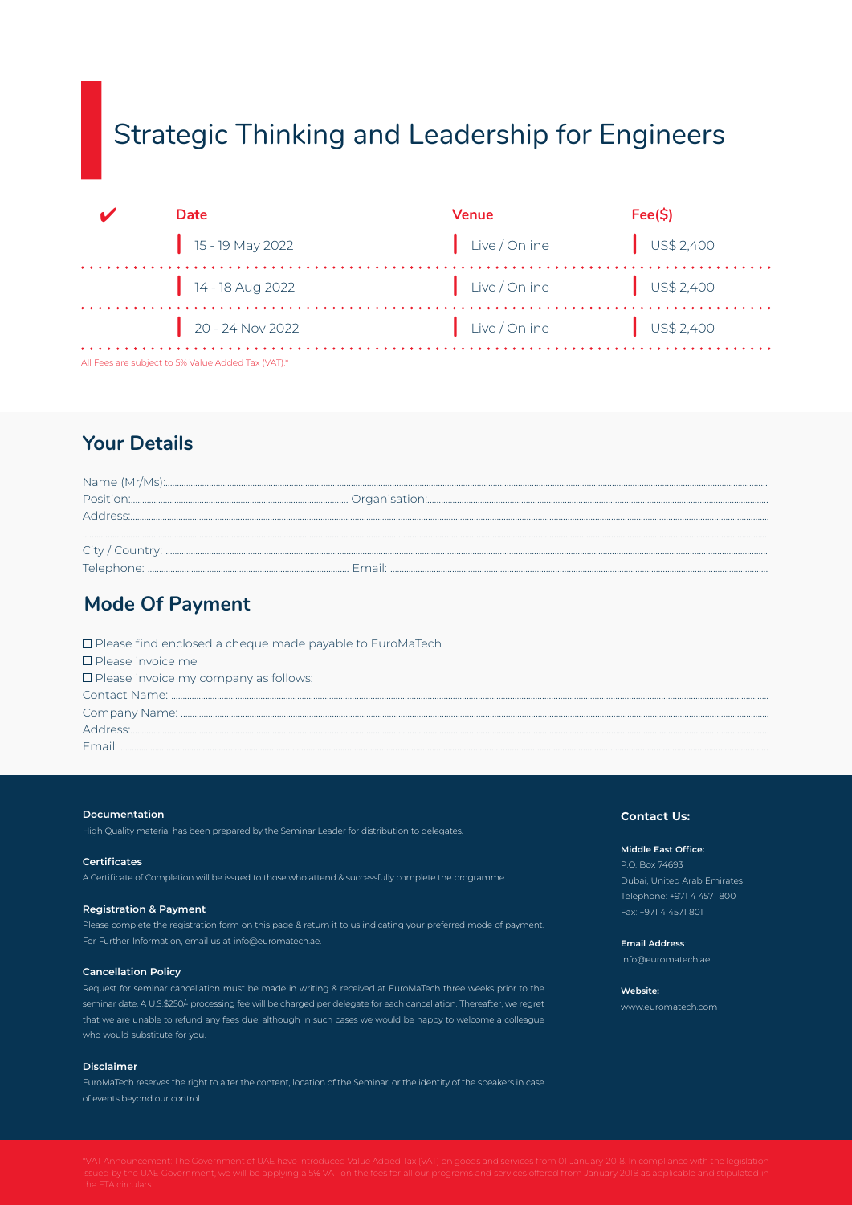# Strategic Thinking and Leadership for Engineers

| ✔ | Date | Venue | Fee($) |
|---|---|---|---|
| | 15 - 19 May 2022 | Live / Online | US$ 2,400 |
| | 14 - 18 Aug 2022 | Live / Online | US$ 2,400 |
| | 20 - 24 Nov 2022 | Live / Online | US$ 2,400 |

All Fees are subject to 5% Value Added Tax (VAT).*

## Your Details

Name (Mr/Ms):................................................................................................

Position:.................................................... Organisation:.................................................

Address:.................................................................................................................

.............................................................................................................................

City / Country: ........................................................................................................

Telephone: ............................................................ Email: ..........................................

## Mode Of Payment

☐ Please find enclosed a cheque made payable to EuroMaTech

☐ Please invoice me

☐ Please invoice my company as follows:

Contact Name: ........................................................................................................

Company Name: .......................................................................................................

Address:..................................................................................................................

Email: .....................................................................................................................

**Documentation**

High Quality material has been prepared by the Seminar Leader for distribution to delegates.

**Certificates**

A Certificate of Completion will be issued to those who attend & successfully complete the programme.

**Registration & Payment**

Please complete the registration form on this page & return it to us indicating your preferred mode of payment. For Further Information, email us at info@euromatech.ae.

**Cancellation Policy**

Request for seminar cancellation must be made in writing & received at EuroMaTech three weeks prior to the seminar date. A U.S.$250/- processing fee will be charged per delegate for each cancellation. Thereafter, we regret that we are unable to refund any fees due, although in such cases we would be happy to welcome a colleague who would substitute for you.

**Disclaimer**

EuroMaTech reserves the right to alter the content, location of the Seminar, or the identity of the speakers in case of events beyond our control.

**Contact Us:**

**Middle East Office:**
P.O. Box 74693
Dubai, United Arab Emirates
Telephone: +971 4 4571 800
Fax: +971 4 4571 801

**Email Address**
info@euromatech.ae

**Website:**
www.euromatech.com

*VAT Announcement: The Government of UAE have introduced Value Added Tax (VAT) on goods and services from 01-January-2018. In compliance with the legislation issued by the UAE Government, we will be applying a 5% VAT on the fees for all our programs and services offered from January 2018 as applicable and stipulated in the FTA circulars.